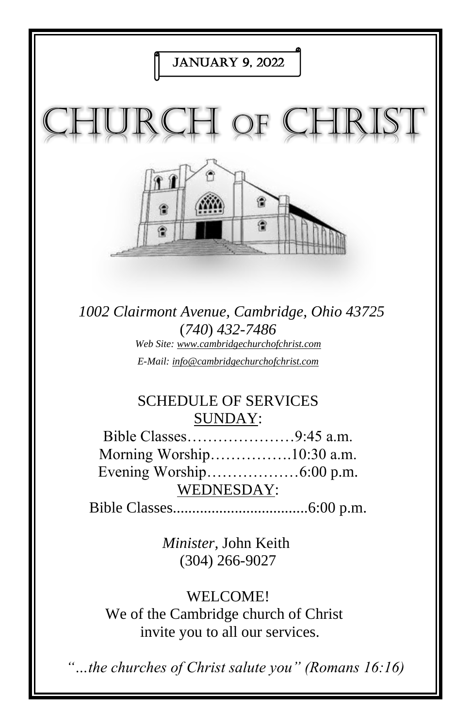JANUARY 9, 2022

# CHURCH OF CHRIST

*1002 Clairmont Avenue, Cambridge, Ohio 43725*
*(740) 432-7486*
*Web Site: www.cambridgechurchofchrist.com*
*E-Mail: info@cambridgechurchofchrist.com*

## SCHEDULE OF SERVICES

SUNDAY:

Bible Classes…………………9:45 a.m.
Morning Worship…………….10:30 a.m.
Evening Worship………………6:00 p.m.

WEDNESDAY:

Bible Classes...................................6:00 p.m.

*Minister,* John Keith
(304) 266-9027

WELCOME!
We of the Cambridge church of Christ invite you to all our services.

*"…the churches of Christ salute you" (Romans 16:16)*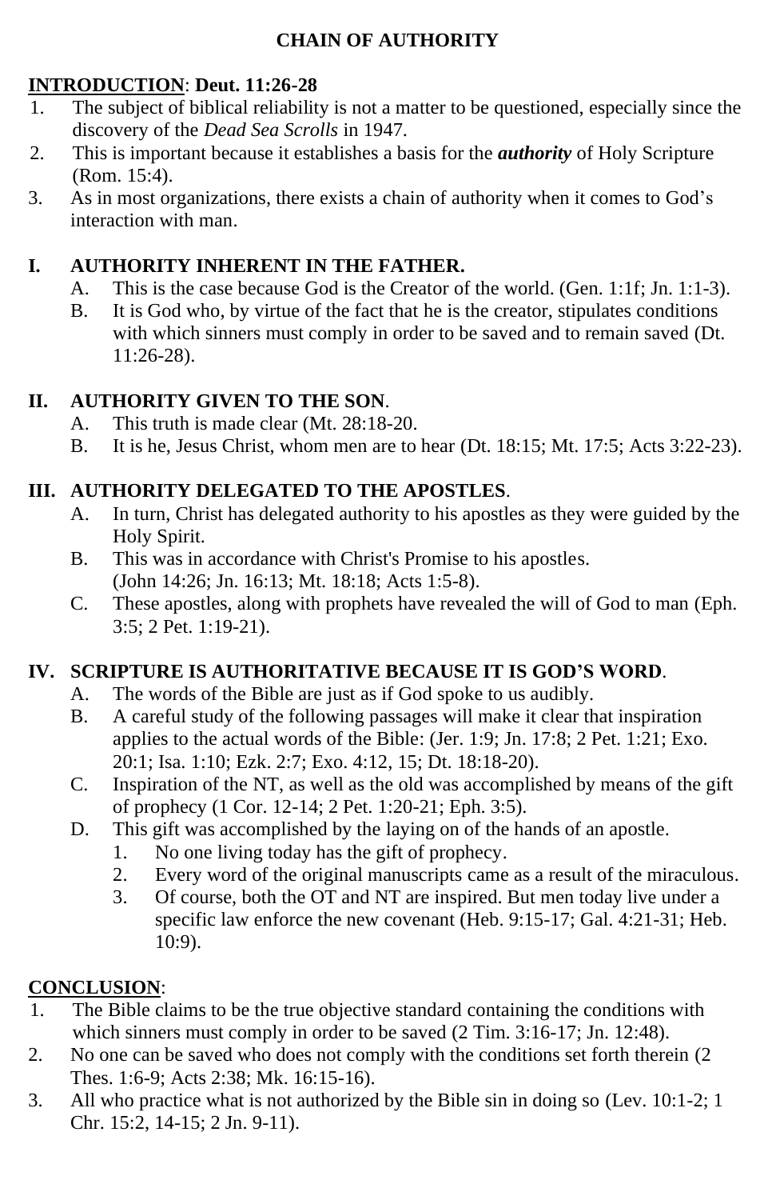# CHAIN OF AUTHORITY

**INTRODUCTION**: **Deut. 11:26-28**

1. The subject of biblical reliability is not a matter to be questioned, especially since the discovery of the *Dead Sea Scrolls* in 1947.
2. This is important because it establishes a basis for the ***authority*** of Holy Scripture (Rom. 15:4).
3. As in most organizations, there exists a chain of authority when it comes to God's interaction with man.

## I. AUTHORITY INHERENT IN THE FATHER.

A. This is the case because God is the Creator of the world. (Gen. 1:1f; Jn. 1:1-3).

B. It is God who, by virtue of the fact that he is the creator, stipulates conditions with which sinners must comply in order to be saved and to remain saved (Dt. 11:26-28).

## II. AUTHORITY GIVEN TO THE SON.

A. This truth is made clear (Mt. 28:18-20.

B. It is he, Jesus Christ, whom men are to hear (Dt. 18:15; Mt. 17:5; Acts 3:22-23).

## III. AUTHORITY DELEGATED TO THE APOSTLES.

A. In turn, Christ has delegated authority to his apostles as they were guided by the Holy Spirit.

B. This was in accordance with Christ's Promise to his apostles. (John 14:26; Jn. 16:13; Mt. 18:18; Acts 1:5-8).

C. These apostles, along with prophets have revealed the will of God to man (Eph. 3:5; 2 Pet. 1:19-21).

## IV. SCRIPTURE IS AUTHORITATIVE BECAUSE IT IS GOD'S WORD.

A. The words of the Bible are just as if God spoke to us audibly.

B. A careful study of the following passages will make it clear that inspiration applies to the actual words of the Bible: (Jer. 1:9; Jn. 17:8; 2 Pet. 1:21; Exo. 20:1; Isa. 1:10; Ezk. 2:7; Exo. 4:12, 15; Dt. 18:18-20).

C. Inspiration of the NT, as well as the old was accomplished by means of the gift of prophecy (1 Cor. 12-14; 2 Pet. 1:20-21; Eph. 3:5).

D. This gift was accomplished by the laying on of the hands of an apostle.

1. No one living today has the gift of prophecy.
2. Every word of the original manuscripts came as a result of the miraculous.
3. Of course, both the OT and NT are inspired. But men today live under a specific law enforce the new covenant (Heb. 9:15-17; Gal. 4:21-31; Heb. 10:9).

**CONCLUSION**:

1. The Bible claims to be the true objective standard containing the conditions with which sinners must comply in order to be saved (2 Tim. 3:16-17; Jn. 12:48).
2. No one can be saved who does not comply with the conditions set forth therein (2 Thes. 1:6-9; Acts 2:38; Mk. 16:15-16).
3. All who practice what is not authorized by the Bible sin in doing so (Lev. 10:1-2; 1 Chr. 15:2, 14-15; 2 Jn. 9-11).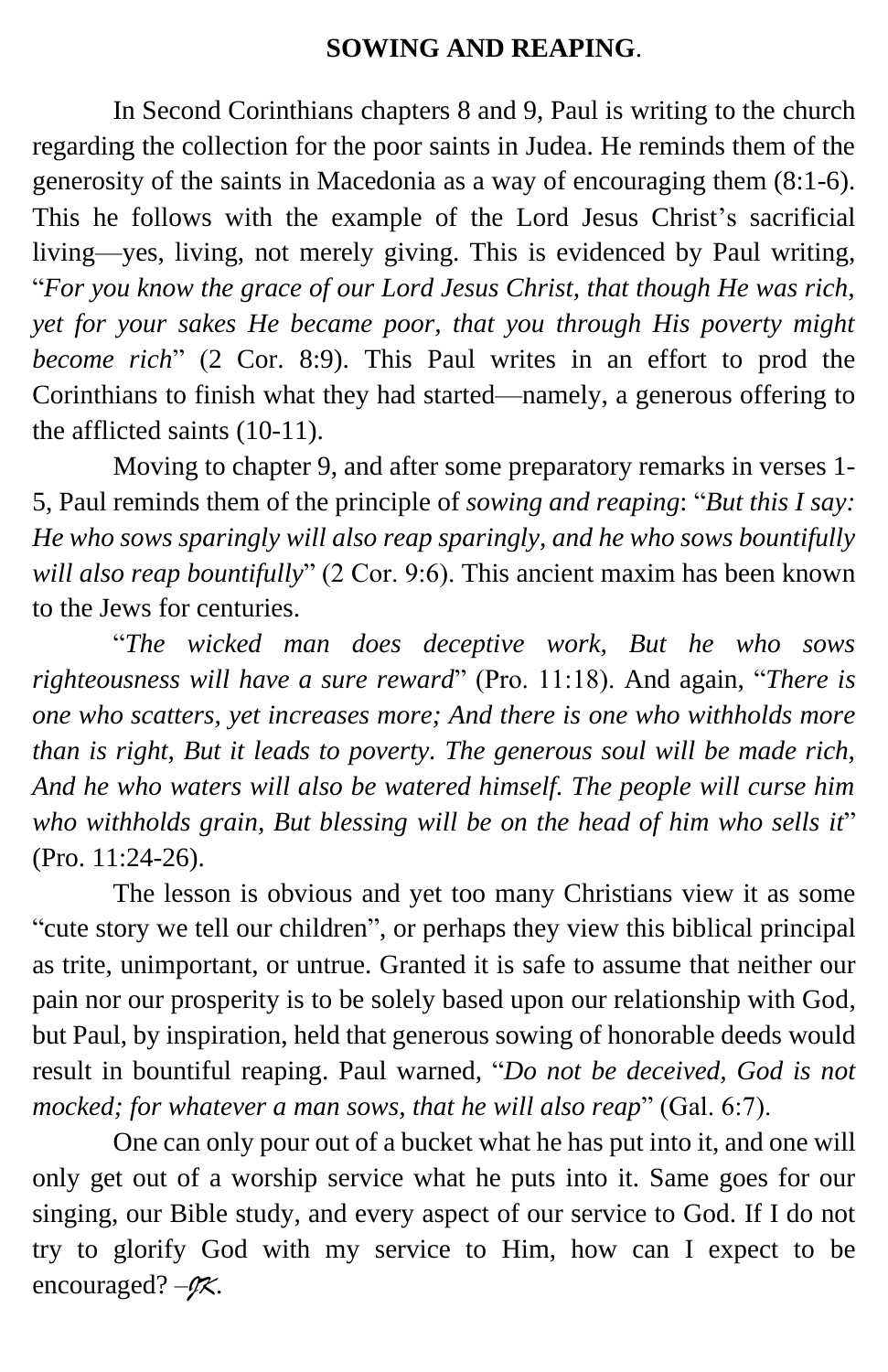## SOWING AND REAPING.

In Second Corinthians chapters 8 and 9, Paul is writing to the church regarding the collection for the poor saints in Judea. He reminds them of the generosity of the saints in Macedonia as a way of encouraging them (8:1-6). This he follows with the example of the Lord Jesus Christ's sacrificial living—yes, living, not merely giving. This is evidenced by Paul writing, "*For you know the grace of our Lord Jesus Christ, that though He was rich, yet for your sakes He became poor, that you through His poverty might become rich*" (2 Cor. 8:9). This Paul writes in an effort to prod the Corinthians to finish what they had started—namely, a generous offering to the afflicted saints (10-11).

Moving to chapter 9, and after some preparatory remarks in verses 1-5, Paul reminds them of the principle of *sowing and reaping*: "*But this I say: He who sows sparingly will also reap sparingly, and he who sows bountifully will also reap bountifully*" (2 Cor. 9:6). This ancient maxim has been known to the Jews for centuries.

"*The wicked man does deceptive work, But he who sows righteousness will have a sure reward*" (Pro. 11:18). And again, "*There is one who scatters, yet increases more; And there is one who withholds more than is right, But it leads to poverty. The generous soul will be made rich, And he who waters will also be watered himself. The people will curse him who withholds grain, But blessing will be on the head of him who sells it*" (Pro. 11:24-26).

The lesson is obvious and yet too many Christians view it as some "cute story we tell our children", or perhaps they view this biblical principal as trite, unimportant, or untrue. Granted it is safe to assume that neither our pain nor our prosperity is to be solely based upon our relationship with God, but Paul, by inspiration, held that generous sowing of honorable deeds would result in bountiful reaping. Paul warned, "*Do not be deceived, God is not mocked; for whatever a man sows, that he will also reap*" (Gal. 6:7).

One can only pour out of a bucket what he has put into it, and one will only get out of a worship service what he puts into it. Same goes for our singing, our Bible study, and every aspect of our service to God. If I do not try to glorify God with my service to Him, how can I expect to be encouraged? –*JK*.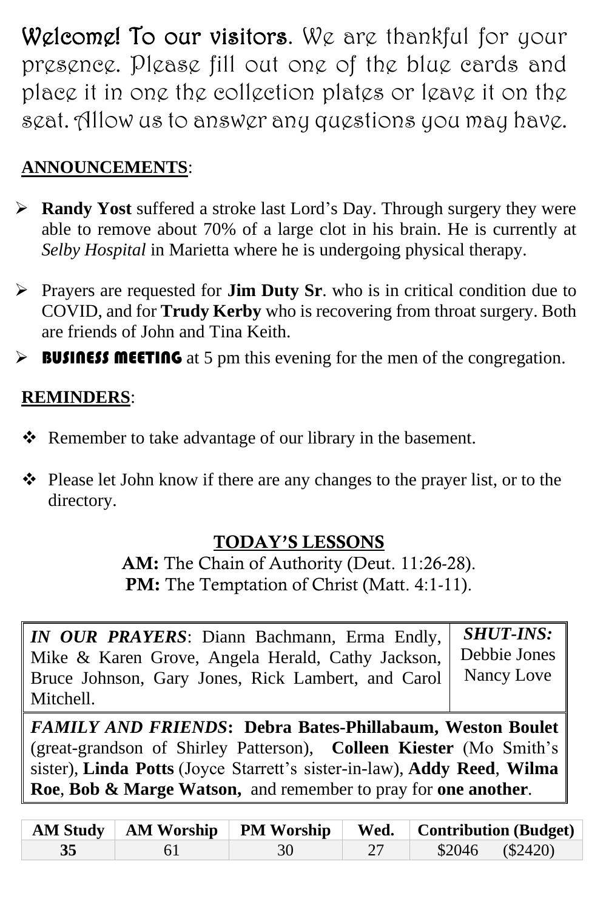**Welcome! To our visitors**. We are thankful for your presence. Please fill out one of the blue cards and place it in one the collection plates or leave it on the seat. Allow us to answer any questions you may have.

## ANNOUNCEMENTS:

- **Randy Yost** suffered a stroke last Lord's Day. Through surgery they were able to remove about 70% of a large clot in his brain. He is currently at *Selby Hospital* in Marietta where he is undergoing physical therapy.
- Prayers are requested for **Jim Duty Sr**. who is in critical condition due to COVID, and for **Trudy Kerby** who is recovering from throat surgery. Both are friends of John and Tina Keith.
- **BUSINESS MEETING** at 5 pm this evening for the men of the congregation.

## REMINDERS:

- Remember to take advantage of our library in the basement.
- Please let John know if there are any changes to the prayer list, or to the directory.

## TODAY'S LESSONS

**AM:** The Chain of Authority (Deut. 11:26-28).
**PM:** The Temptation of Christ (Matt. 4:1-11).

| | |
|---|---|
| ***IN OUR PRAYERS***: Diann Bachmann, Erma Endly, Mike & Karen Grove, Angela Herald, Cathy Jackson, Bruce Johnson, Gary Jones, Rick Lambert, and Carol Mitchell. | ***SHUT-INS:*** Debbie Jones Nancy Love |

***FAMILY AND FRIENDS*: Debra Bates-Phillabaum, Weston Boulet** (great-grandson of Shirley Patterson), **Colleen Kiester** (Mo Smith's sister), **Linda Potts** (Joyce Starrett's sister-in-law), **Addy Reed**, **Wilma Roe**, **Bob & Marge Watson,** and remember to pray for **one another**.

| AM Study | AM Worship | PM Worship | Wed. | Contribution (Budget) |
|---|---|---|---|---|
| **35** | 61 | 30 | 27 | $2046 ($2420) |